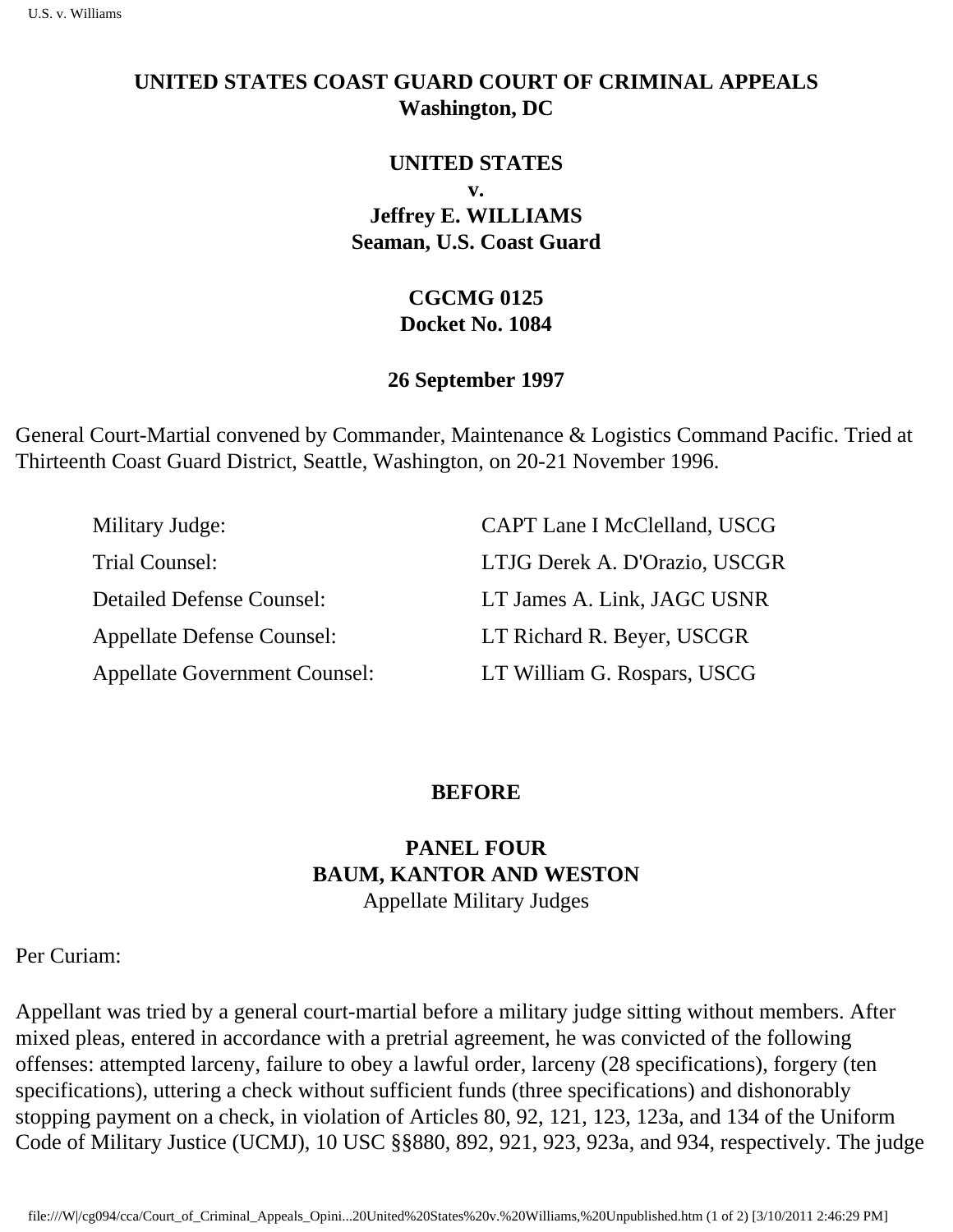# UNITED STATES COAST GUARD COURT OF CRIMINAL APPEALS
**Washington, DC**

**UNITED STATES**

**v.**

**Jeffrey E. WILLIAMS**

**Seaman, U.S. Coast Guard**

**CGCMG 0125**

**Docket No. 1084**

**26 September 1997**

General Court-Martial convened by Commander, Maintenance & Logistics Command Pacific. Tried at Thirteenth Coast Guard District, Seattle, Washington, on 20-21 November 1996.

| | |
|---|---|
| Military Judge: | CAPT Lane I McClelland, USCG |
| Trial Counsel: | LTJG Derek A. D'Orazio, USCGR |
| Detailed Defense Counsel: | LT James A. Link, JAGC USNR |
| Appellate Defense Counsel: | LT Richard R. Beyer, USCGR |
| Appellate Government Counsel: | LT William G. Rospars, USCG |

**BEFORE**

**PANEL FOUR**

**BAUM, KANTOR AND WESTON**

Appellate Military Judges

Per Curiam:

Appellant was tried by a general court-martial before a military judge sitting without members. After mixed pleas, entered in accordance with a pretrial agreement, he was convicted of the following offenses: attempted larceny, failure to obey a lawful order, larceny (28 specifications), forgery (ten specifications), uttering a check without sufficient funds (three specifications) and dishonorably stopping payment on a check, in violation of Articles 80, 92, 121, 123, 123a, and 134 of the Uniform Code of Military Justice (UCMJ), 10 USC §§880, 892, 921, 923, 923a, and 934, respectively. The judge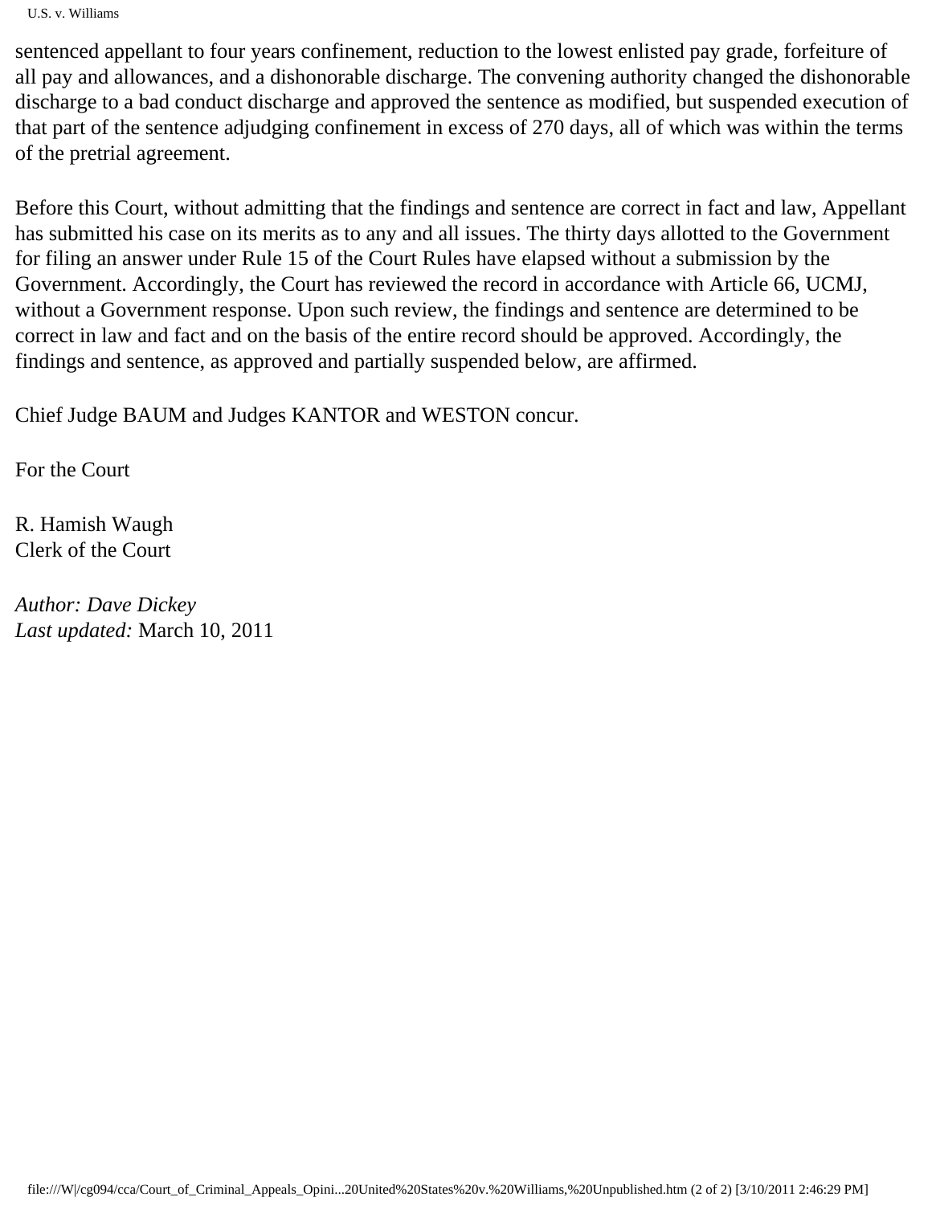sentenced appellant to four years confinement, reduction to the lowest enlisted pay grade, forfeiture of all pay and allowances, and a dishonorable discharge. The convening authority changed the dishonorable discharge to a bad conduct discharge and approved the sentence as modified, but suspended execution of that part of the sentence adjudging confinement in excess of 270 days, all of which was within the terms of the pretrial agreement.

Before this Court, without admitting that the findings and sentence are correct in fact and law, Appellant has submitted his case on its merits as to any and all issues. The thirty days allotted to the Government for filing an answer under Rule 15 of the Court Rules have elapsed without a submission by the Government. Accordingly, the Court has reviewed the record in accordance with Article 66, UCMJ, without a Government response. Upon such review, the findings and sentence are determined to be correct in law and fact and on the basis of the entire record should be approved. Accordingly, the findings and sentence, as approved and partially suspended below, are affirmed.

Chief Judge BAUM and Judges KANTOR and WESTON concur.

For the Court

R. Hamish Waugh
Clerk of the Court

*Author: Dave Dickey*
*Last updated:* March 10, 2011